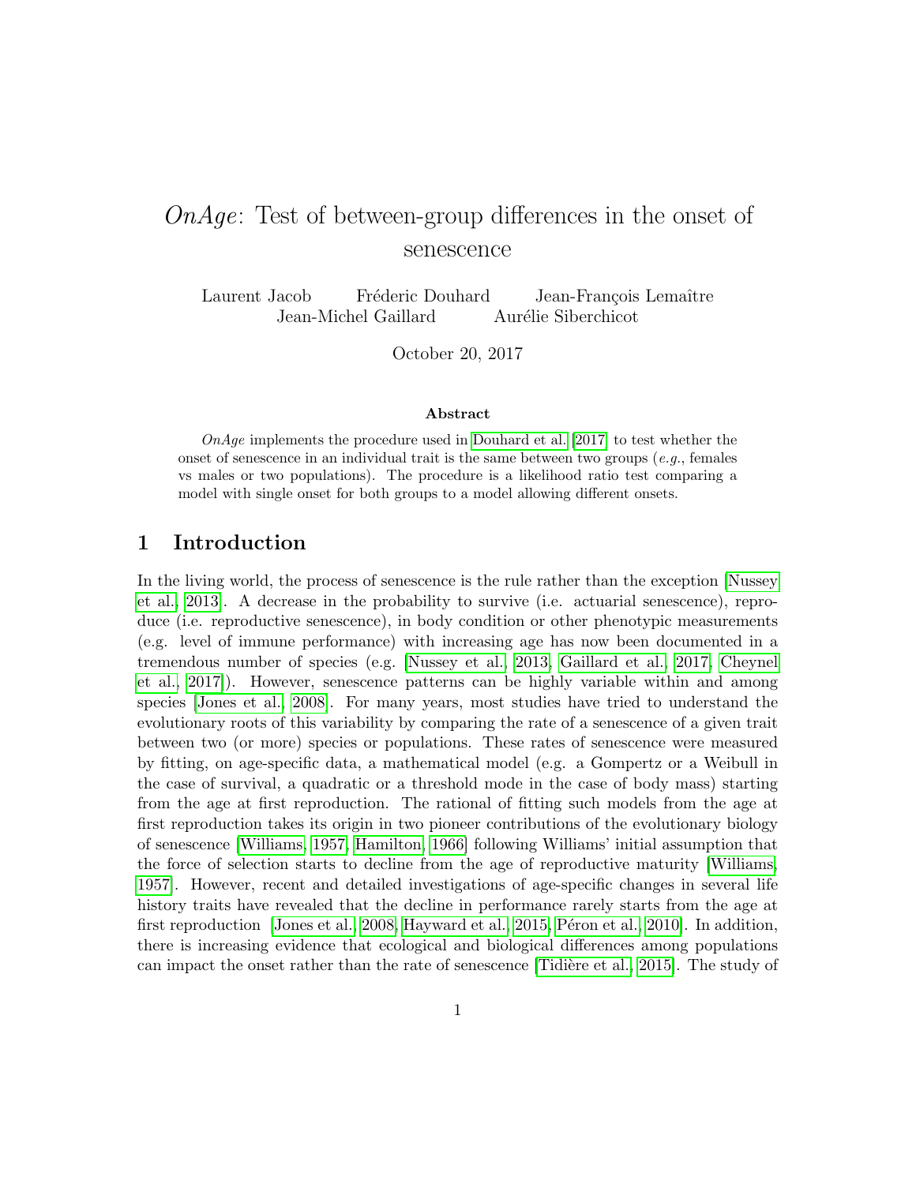# *OnAge*: Test of between-group differences in the onset of senescence

Laurent Jacob Fréderic Douhard Jean-François Lemaître
Jean-Michel Gaillard Aurélie Siberchicot

October 20, 2017

**Abstract**

*OnAge* implements the procedure used in Douhard et al. [2017] to test whether the onset of senescence in an individual trait is the same between two groups (*e.g.*, females vs males or two populations). The procedure is a likelihood ratio test comparing a model with single onset for both groups to a model allowing different onsets.

## 1 Introduction

In the living world, the process of senescence is the rule rather than the exception [Nussey et al., 2013]. A decrease in the probability to survive (i.e. actuarial senescence), reproduce (i.e. reproductive senescence), in body condition or other phenotypic measurements (e.g. level of immune performance) with increasing age has now been documented in a tremendous number of species (e.g. [Nussey et al., 2013, Gaillard et al., 2017, Cheynel et al., 2017]). However, senescence patterns can be highly variable within and among species [Jones et al., 2008]. For many years, most studies have tried to understand the evolutionary roots of this variability by comparing the rate of a senescence of a given trait between two (or more) species or populations. These rates of senescence were measured by fitting, on age-specific data, a mathematical model (e.g. a Gompertz or a Weibull in the case of survival, a quadratic or a threshold mode in the case of body mass) starting from the age at first reproduction. The rational of fitting such models from the age at first reproduction takes its origin in two pioneer contributions of the evolutionary biology of senescence [Williams, 1957, Hamilton, 1966] following Williams' initial assumption that the force of selection starts to decline from the age of reproductive maturity [Williams, 1957]. However, recent and detailed investigations of age-specific changes in several life history traits have revealed that the decline in performance rarely starts from the age at first reproduction [Jones et al., 2008, Hayward et al., 2015, Péron et al., 2010]. In addition, there is increasing evidence that ecological and biological differences among populations can impact the onset rather than the rate of senescence [Tidière et al., 2015]. The study of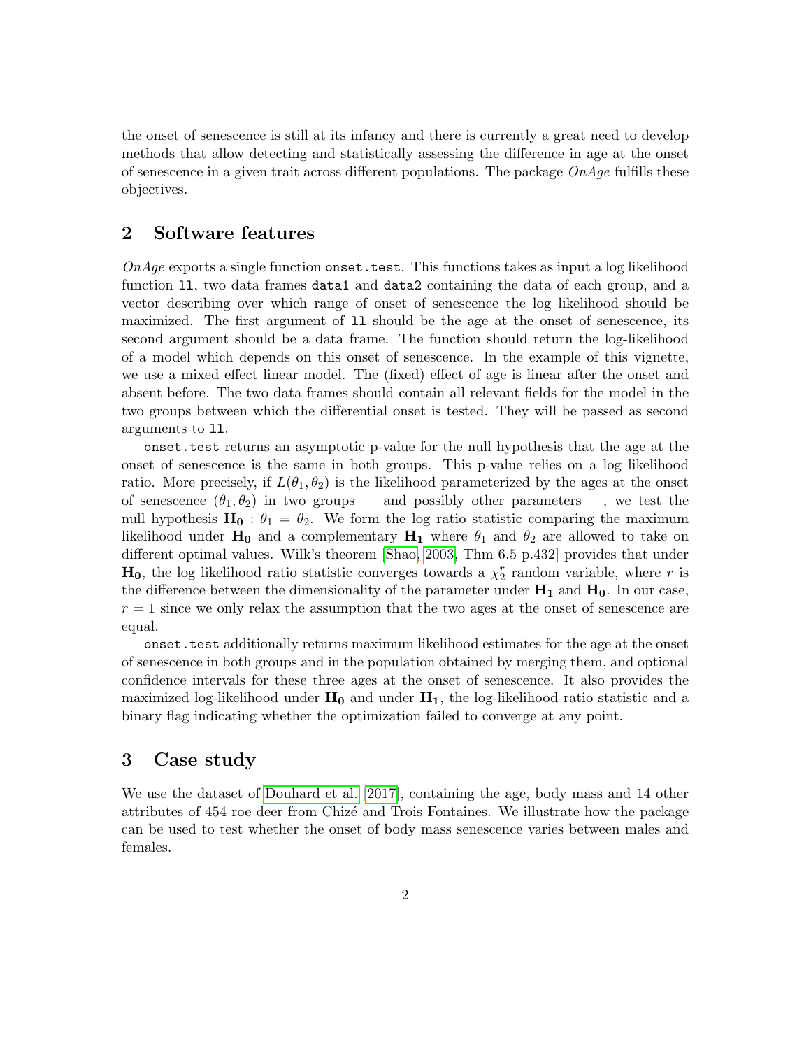the onset of senescence is still at its infancy and there is currently a great need to develop methods that allow detecting and statistically assessing the difference in age at the onset of senescence in a given trait across different populations. The package *OnAge* fulfills these objectives.

## 2 Software features

*OnAge* exports a single function `onset.test`. This functions takes as input a log likelihood function `ll`, two data frames `data1` and `data2` containing the data of each group, and a vector describing over which range of onset of senescence the log likelihood should be maximized. The first argument of `ll` should be the age at the onset of senescence, its second argument should be a data frame. The function should return the log-likelihood of a model which depends on this onset of senescence. In the example of this vignette, we use a mixed effect linear model. The (fixed) effect of age is linear after the onset and absent before. The two data frames should contain all relevant fields for the model in the two groups between which the differential onset is tested. They will be passed as second arguments to `ll`.

`onset.test` returns an asymptotic p-value for the null hypothesis that the age at the onset of senescence is the same in both groups. This p-value relies on a log likelihood ratio. More precisely, if $L(\theta_1, \theta_2)$ is the likelihood parameterized by the ages at the onset of senescence $(\theta_1, \theta_2)$ in two groups — and possibly other parameters —, we test the null hypothesis $\mathbf{H_0} : \theta_1 = \theta_2$. We form the log ratio statistic comparing the maximum likelihood under $\mathbf{H_0}$ and a complementary $\mathbf{H_1}$ where $\theta_1$ and $\theta_2$ are allowed to take on different optimal values. Wilk's theorem [Shao, 2003, Thm 6.5 p.432] provides that under $\mathbf{H_0}$, the log likelihood ratio statistic converges towards a $\chi_2^r$ random variable, where $r$ is the difference between the dimensionality of the parameter under $\mathbf{H_1}$ and $\mathbf{H_0}$. In our case, $r = 1$ since we only relax the assumption that the two ages at the onset of senescence are equal.

`onset.test` additionally returns maximum likelihood estimates for the age at the onset of senescence in both groups and in the population obtained by merging them, and optional confidence intervals for these three ages at the onset of senescence. It also provides the maximized log-likelihood under $\mathbf{H_0}$ and under $\mathbf{H_1}$, the log-likelihood ratio statistic and a binary flag indicating whether the optimization failed to converge at any point.

## 3 Case study

We use the dataset of Douhard et al. [2017], containing the age, body mass and 14 other attributes of 454 roe deer from Chizé and Trois Fontaines. We illustrate how the package can be used to test whether the onset of body mass senescence varies between males and females.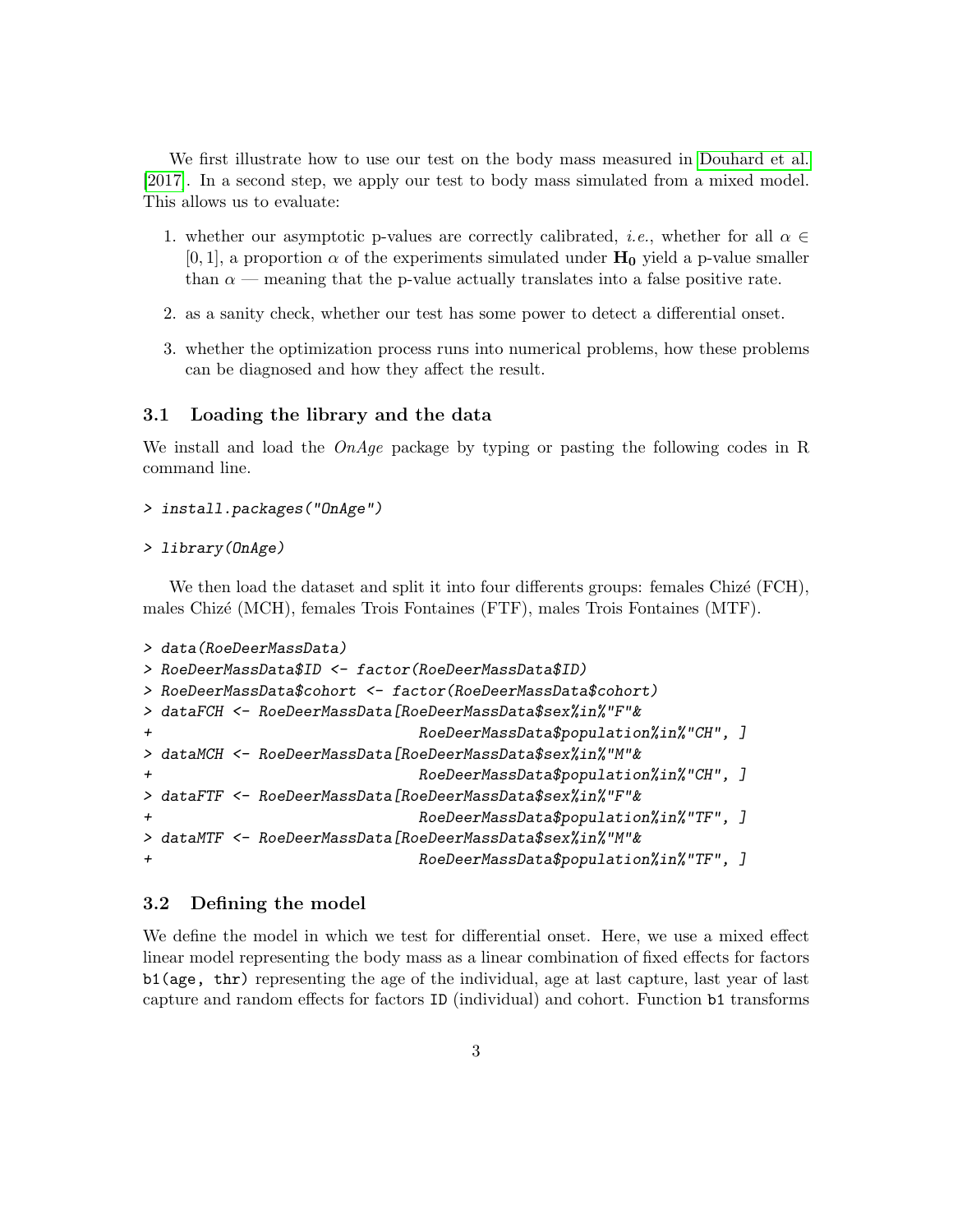We first illustrate how to use our test on the body mass measured in Douhard et al. [2017]. In a second step, we apply our test to body mass simulated from a mixed model. This allows us to evaluate:

1. whether our asymptotic p-values are correctly calibrated, *i.e.*, whether for all $\alpha \in [0, 1]$, a proportion $\alpha$ of the experiments simulated under $\mathbf{H_0}$ yield a p-value smaller than $\alpha$ — meaning that the p-value actually translates into a false positive rate.
2. as a sanity check, whether our test has some power to detect a differential onset.
3. whether the optimization process runs into numerical problems, how these problems can be diagnosed and how they affect the result.

### 3.1 Loading the library and the data

We install and load the *OnAge* package by typing or pasting the following codes in R command line.

```
> install.packages("OnAge")
```

```
> library(OnAge)
```

We then load the dataset and split it into four differents groups: females Chizé (FCH), males Chizé (MCH), females Trois Fontaines (FTF), males Trois Fontaines (MTF).

```
> data(RoeDeerMassData)
> RoeDeerMassData$ID <- factor(RoeDeerMassData$ID)
> RoeDeerMassData$cohort <- factor(RoeDeerMassData$cohort)
> dataFCH <- RoeDeerMassData[RoeDeerMassData$sex%in%"F"&
+                            RoeDeerMassData$population%in%"CH", ]
> dataMCH <- RoeDeerMassData[RoeDeerMassData$sex%in%"M"&
+                            RoeDeerMassData$population%in%"CH", ]
> dataFTF <- RoeDeerMassData[RoeDeerMassData$sex%in%"F"&
+                            RoeDeerMassData$population%in%"TF", ]
> dataMTF <- RoeDeerMassData[RoeDeerMassData$sex%in%"M"&
+                            RoeDeerMassData$population%in%"TF", ]
```

### 3.2 Defining the model

We define the model in which we test for differential onset. Here, we use a mixed effect linear model representing the body mass as a linear combination of fixed effects for factors `b1(age, thr)` representing the age of the individual, age at last capture, last year of last capture and random effects for factors `ID` (individual) and cohort. Function `b1` transforms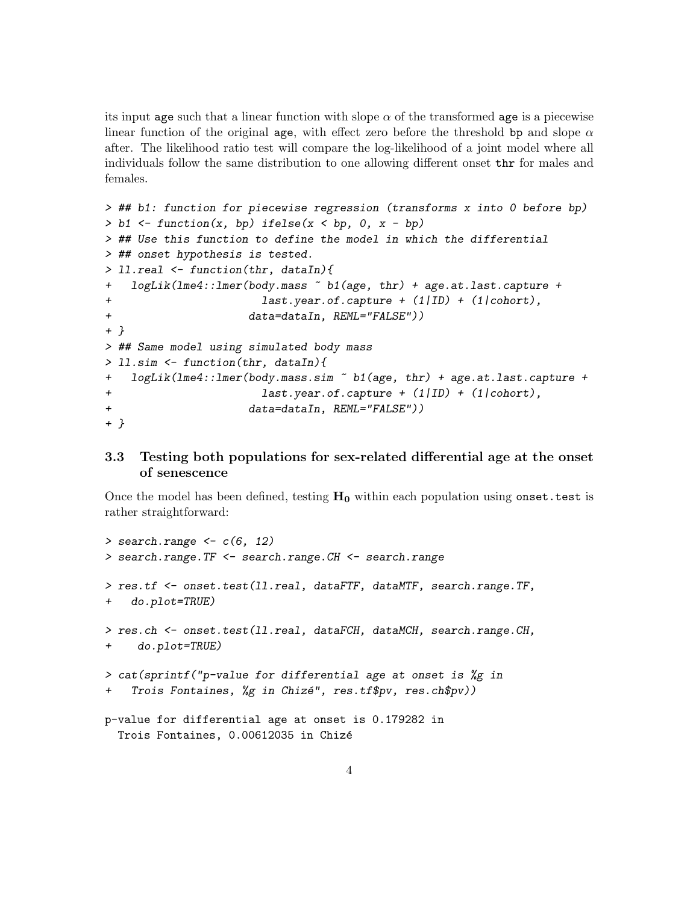its input age such that a linear function with slope $\alpha$ of the transformed age is a piecewise linear function of the original age, with effect zero before the threshold bp and slope $\alpha$ after. The likelihood ratio test will compare the log-likelihood of a joint model where all individuals follow the same distribution to one allowing different onset thr for males and females.

```
> ## b1: function for piecewise regression (transforms x into 0 before bp)
> b1 <- function(x, bp) ifelse(x < bp, 0, x - bp)
> ## Use this function to define the model in which the differential
> ## onset hypothesis is tested.
> ll.real <- function(thr, dataIn){
+   logLik(lme4::lmer(body.mass ~ b1(age, thr) + age.at.last.capture +
+                       last.year.of.capture + (1|ID) + (1|cohort),
+                     data=dataIn, REML="FALSE"))
+ }
> ## Same model using simulated body mass
> ll.sim <- function(thr, dataIn){
+   logLik(lme4::lmer(body.mass.sim ~ b1(age, thr) + age.at.last.capture +
+                       last.year.of.capture + (1|ID) + (1|cohort),
+                     data=dataIn, REML="FALSE"))
+ }
```

### 3.3 Testing both populations for sex-related differential age at the onset of senescence

Once the model has been defined, testing $\mathbf{H_0}$ within each population using onset.test is rather straightforward:

```
> search.range <- c(6, 12)
> search.range.TF <- search.range.CH <- search.range

> res.tf <- onset.test(ll.real, dataFTF, dataMTF, search.range.TF,
+   do.plot=TRUE)

> res.ch <- onset.test(ll.real, dataFCH, dataMCH, search.range.CH,
+    do.plot=TRUE)

> cat(sprintf("p-value for differential age at onset is %g in
+   Trois Fontaines, %g in Chizé", res.tf$pv, res.ch$pv))

p-value for differential age at onset is 0.179282 in
  Trois Fontaines, 0.00612035 in Chizé
```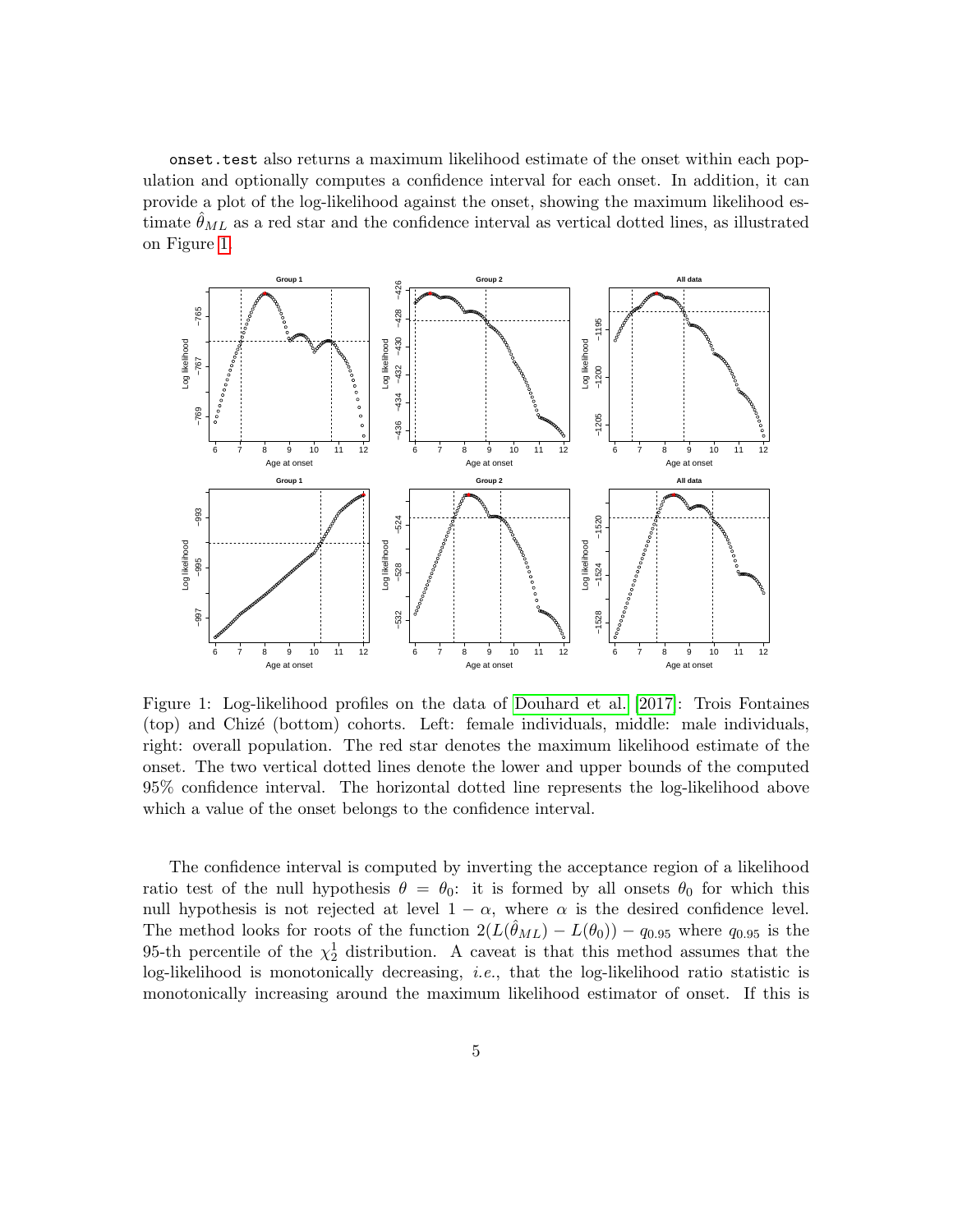`onset.test` also returns a maximum likelihood estimate of the onset within each population and optionally computes a confidence interval for each onset. In addition, it can provide a plot of the log-likelihood against the onset, showing the maximum likelihood estimate $\hat{\theta}_{ML}$ as a red star and the confidence interval as vertical dotted lines, as illustrated on Figure 1.

Figure 1: Log-likelihood profiles on the data of Douhard et al. [2017]: Trois Fontaines (top) and Chizé (bottom) cohorts. Left: female individuals, middle: male individuals, right: overall population. The red star denotes the maximum likelihood estimate of the onset. The two vertical dotted lines denote the lower and upper bounds of the computed 95% confidence interval. The horizontal dotted line represents the log-likelihood above which a value of the onset belongs to the confidence interval.

The confidence interval is computed by inverting the acceptance region of a likelihood ratio test of the null hypothesis $\theta = \theta_0$: it is formed by all onsets $\theta_0$ for which this null hypothesis is not rejected at level $1 - \alpha$, where $\alpha$ is the desired confidence level. The method looks for roots of the function $2(L(\hat{\theta}_{ML}) - L(\theta_0)) - q_{0.95}$ where $q_{0.95}$ is the 95-th percentile of the $\chi^1_2$ distribution. A caveat is that this method assumes that the log-likelihood is monotonically decreasing, *i.e.*, that the log-likelihood ratio statistic is monotonically increasing around the maximum likelihood estimator of onset. If this is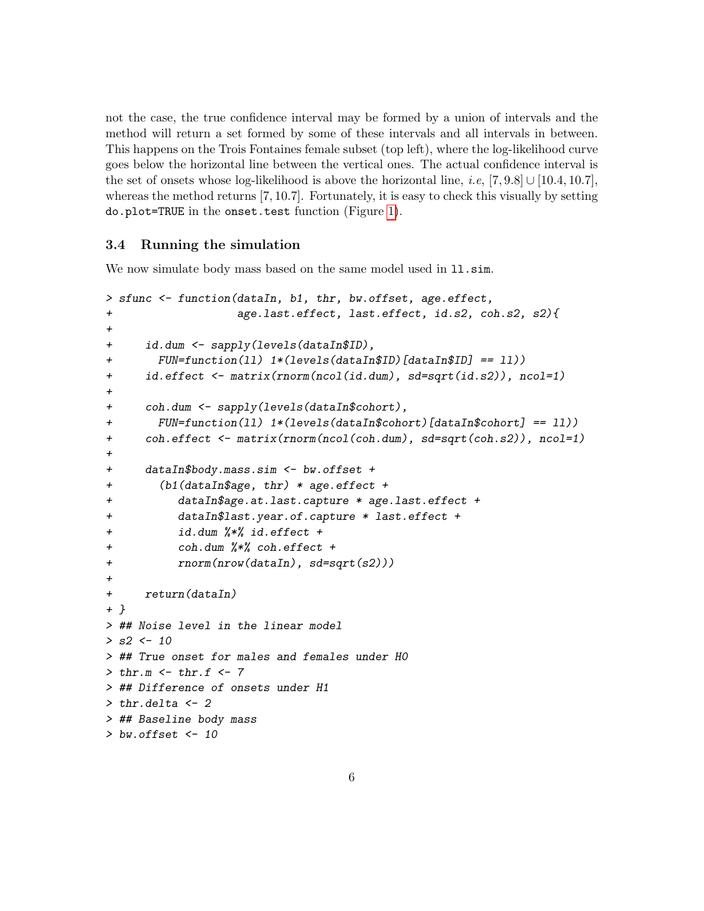not the case, the true confidence interval may be formed by a union of intervals and the method will return a set formed by some of these intervals and all intervals in between. This happens on the Trois Fontaines female subset (top left), where the log-likelihood curve goes below the horizontal line between the vertical ones. The actual confidence interval is the set of onsets whose log-likelihood is above the horizontal line, *i.e*, $[7, 9.8] \cup [10.4, 10.7]$, whereas the method returns $[7, 10.7]$. Fortunately, it is easy to check this visually by setting `do.plot=TRUE` in the `onset.test` function (Figure 1).

### 3.4 Running the simulation

We now simulate body mass based on the same model used in `ll.sim`.

```
> sfunc <- function(dataIn, b1, thr, bw.offset, age.effect,
+                   age.last.effect, last.effect, id.s2, coh.s2, s2){
+
+     id.dum <- sapply(levels(dataIn$ID),
+       FUN=function(ll) 1*(levels(dataIn$ID)[dataIn$ID] == ll))
+     id.effect <- matrix(rnorm(ncol(id.dum), sd=sqrt(id.s2)), ncol=1)
+
+     coh.dum <- sapply(levels(dataIn$cohort),
+       FUN=function(ll) 1*(levels(dataIn$cohort)[dataIn$cohort] == ll))
+     coh.effect <- matrix(rnorm(ncol(coh.dum), sd=sqrt(coh.s2)), ncol=1)
+
+     dataIn$body.mass.sim <- bw.offset +
+       (b1(dataIn$age, thr) * age.effect +
+          dataIn$age.at.last.capture * age.last.effect +
+          dataIn$last.year.of.capture * last.effect +
+          id.dum %*% id.effect +
+          coh.dum %*% coh.effect +
+          rnorm(nrow(dataIn), sd=sqrt(s2)))
+
+     return(dataIn)
+ }
> ## Noise level in the linear model
> s2 <- 10
> ## True onset for males and females under H0
> thr.m <- thr.f <- 7
> ## Difference of onsets under H1
> thr.delta <- 2
> ## Baseline body mass
> bw.offset <- 10
```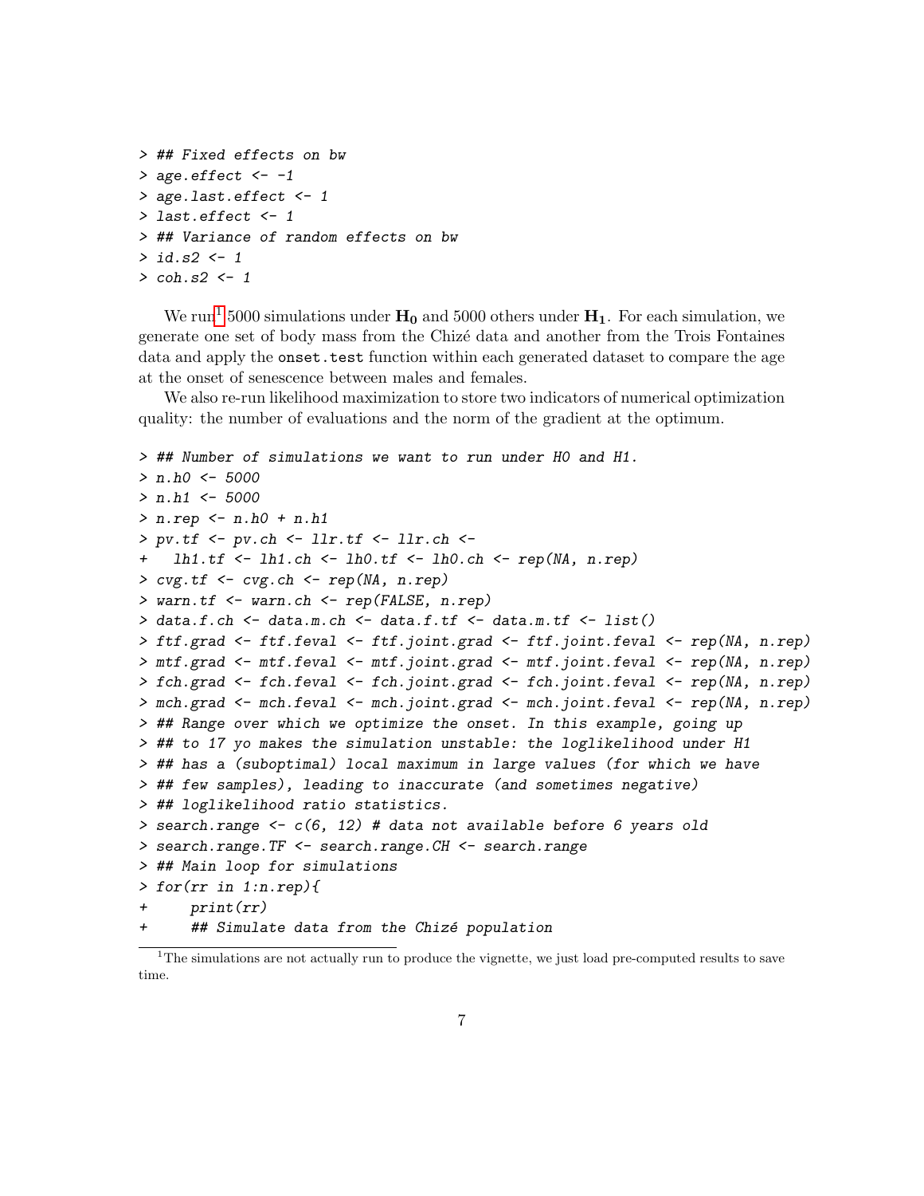```
> ## Fixed effects on bw
> age.effect <- -1
> age.last.effect <- 1
> last.effect <- 1
> ## Variance of random effects on bw
> id.s2 <- 1
> coh.s2 <- 1
```

We run[1] 5000 simulations under $\mathbf{H_0}$ and 5000 others under $\mathbf{H_1}$. For each simulation, we generate one set of body mass from the Chizé data and another from the Trois Fontaines data and apply the `onset.test` function within each generated dataset to compare the age at the onset of senescence between males and females.

We also re-run likelihood maximization to store two indicators of numerical optimization quality: the number of evaluations and the norm of the gradient at the optimum.

```
> ## Number of simulations we want to run under H0 and H1.
> n.h0 <- 5000
> n.h1 <- 5000
> n.rep <- n.h0 + n.h1
> pv.tf <- pv.ch <- llr.tf <- llr.ch <-
+   lh1.tf <- lh1.ch <- lh0.tf <- lh0.ch <- rep(NA, n.rep)
> cvg.tf <- cvg.ch <- rep(NA, n.rep)
> warn.tf <- warn.ch <- rep(FALSE, n.rep)
> data.f.ch <- data.m.ch <- data.f.tf <- data.m.tf <- list()
> ftf.grad <- ftf.feval <- ftf.joint.grad <- ftf.joint.feval <- rep(NA, n.rep)
> mtf.grad <- mtf.feval <- mtf.joint.grad <- mtf.joint.feval <- rep(NA, n.rep)
> fch.grad <- fch.feval <- fch.joint.grad <- fch.joint.feval <- rep(NA, n.rep)
> mch.grad <- mch.feval <- mch.joint.grad <- mch.joint.feval <- rep(NA, n.rep)
> ## Range over which we optimize the onset. In this example, going up
> ## to 17 yo makes the simulation unstable: the loglikelihood under H1
> ## has a (suboptimal) local maximum in large values (for which we have
> ## few samples), leading to inaccurate (and sometimes negative)
> ## loglikelihood ratio statistics.
> search.range <- c(6, 12) # data not available before 6 years old
> search.range.TF <- search.range.CH <- search.range
> ## Main loop for simulations
> for(rr in 1:n.rep){
+     print(rr)
+     ## Simulate data from the Chizé population
```

[1] The simulations are not actually run to produce the vignette, we just load pre-computed results to save time.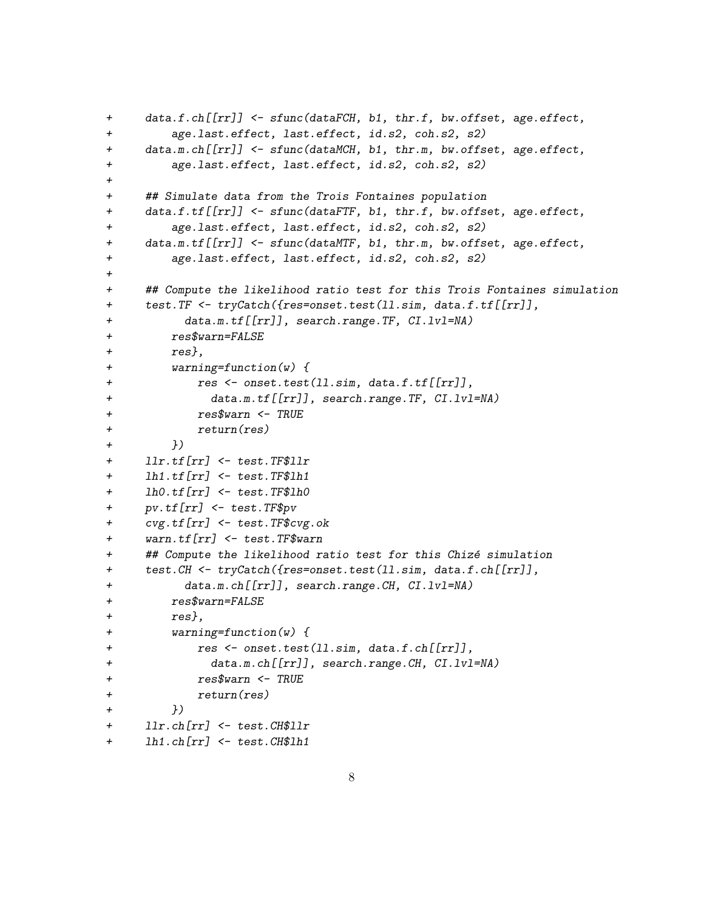```
+     data.f.ch[[rr]] <- sfunc(dataFCH, b1, thr.f, bw.offset, age.effect,
+         age.last.effect, last.effect, id.s2, coh.s2, s2)
+     data.m.ch[[rr]] <- sfunc(dataMCH, b1, thr.m, bw.offset, age.effect,
+         age.last.effect, last.effect, id.s2, coh.s2, s2)
+
+     ## Simulate data from the Trois Fontaines population
+     data.f.tf[[rr]] <- sfunc(dataFTF, b1, thr.f, bw.offset, age.effect,
+         age.last.effect, last.effect, id.s2, coh.s2, s2)
+     data.m.tf[[rr]] <- sfunc(dataMTF, b1, thr.m, bw.offset, age.effect,
+         age.last.effect, last.effect, id.s2, coh.s2, s2)
+
+     ## Compute the likelihood ratio test for this Trois Fontaines simulation
+     test.TF <- tryCatch({res=onset.test(ll.sim, data.f.tf[[rr]],
+            data.m.tf[[rr]], search.range.TF, CI.lvl=NA)
+         res$warn=FALSE
+         res},
+         warning=function(w) {
+             res <- onset.test(ll.sim, data.f.tf[[rr]],
+               data.m.tf[[rr]], search.range.TF, CI.lvl=NA)
+             res$warn <- TRUE
+             return(res)
+         })
+     llr.tf[rr] <- test.TF$llr
+     lh1.tf[rr] <- test.TF$lh1
+     lh0.tf[rr] <- test.TF$lh0
+     pv.tf[rr] <- test.TF$pv
+     cvg.tf[rr] <- test.TF$cvg.ok
+     warn.tf[rr] <- test.TF$warn
+     ## Compute the likelihood ratio test for this Chizé simulation
+     test.CH <- tryCatch({res=onset.test(ll.sim, data.f.ch[[rr]],
+            data.m.ch[[rr]], search.range.CH, CI.lvl=NA)
+         res$warn=FALSE
+         res},
+         warning=function(w) {
+             res <- onset.test(ll.sim, data.f.ch[[rr]],
+               data.m.ch[[rr]], search.range.CH, CI.lvl=NA)
+             res$warn <- TRUE
+             return(res)
+         })
+     llr.ch[rr] <- test.CH$llr
+     lh1.ch[rr] <- test.CH$lh1
```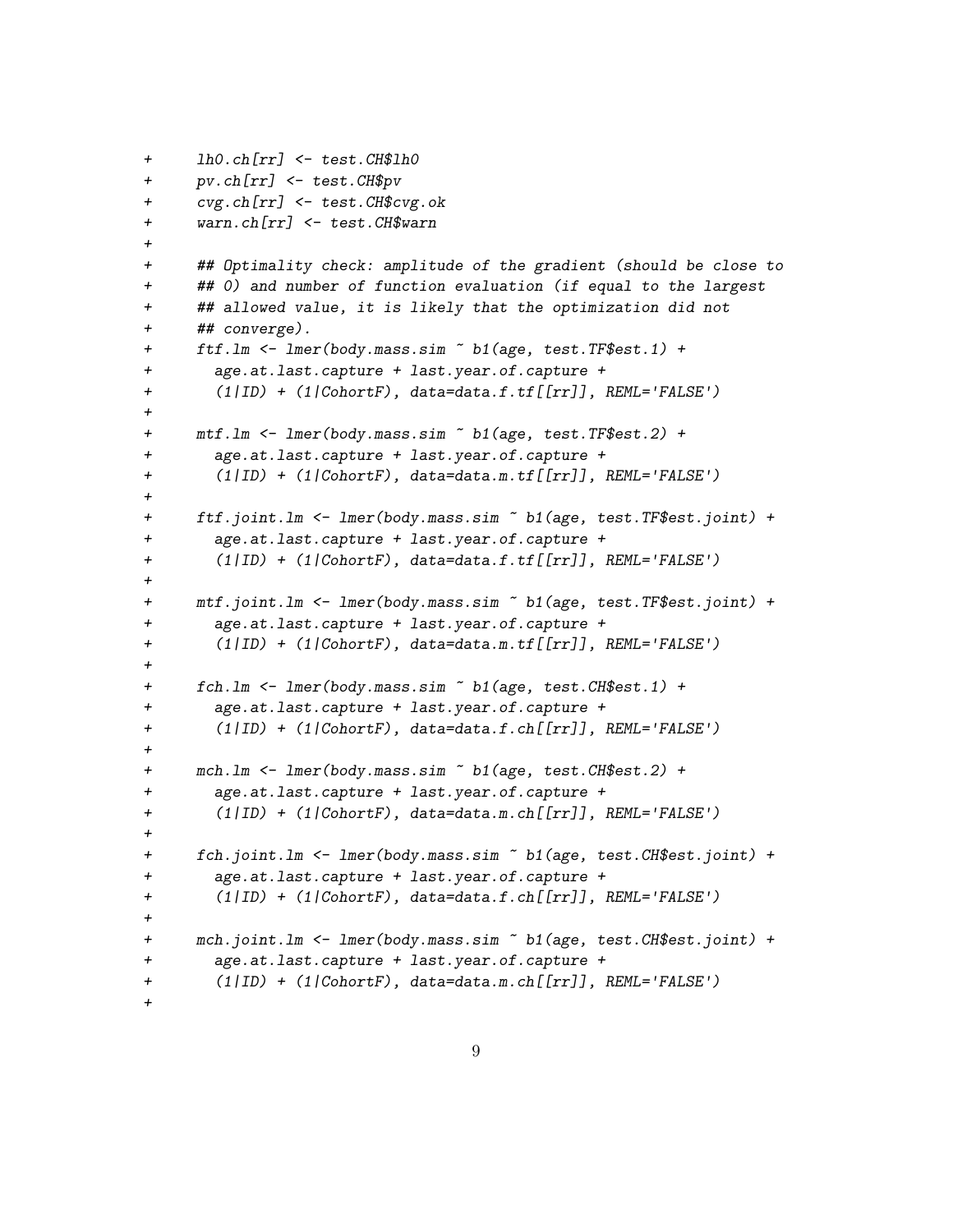```
+     lh0.ch[rr] <- test.CH$lh0
+     pv.ch[rr] <- test.CH$pv
+     cvg.ch[rr] <- test.CH$cvg.ok
+     warn.ch[rr] <- test.CH$warn
+
+     ## Optimality check: amplitude of the gradient (should be close to
+     ## 0) and number of function evaluation (if equal to the largest
+     ## allowed value, it is likely that the optimization did not
+     ## converge).
+     ftf.lm <- lmer(body.mass.sim ~ b1(age, test.TF$est.1) +
+       age.at.last.capture + last.year.of.capture +
+       (1|ID) + (1|CohortF), data=data.f.tf[[rr]], REML='FALSE')
+
+     mtf.lm <- lmer(body.mass.sim ~ b1(age, test.TF$est.2) +
+       age.at.last.capture + last.year.of.capture +
+       (1|ID) + (1|CohortF), data=data.m.tf[[rr]], REML='FALSE')
+
+     ftf.joint.lm <- lmer(body.mass.sim ~ b1(age, test.TF$est.joint) +
+       age.at.last.capture + last.year.of.capture +
+       (1|ID) + (1|CohortF), data=data.f.tf[[rr]], REML='FALSE')
+
+     mtf.joint.lm <- lmer(body.mass.sim ~ b1(age, test.TF$est.joint) +
+       age.at.last.capture + last.year.of.capture +
+       (1|ID) + (1|CohortF), data=data.m.tf[[rr]], REML='FALSE')
+
+     fch.lm <- lmer(body.mass.sim ~ b1(age, test.CH$est.1) +
+       age.at.last.capture + last.year.of.capture +
+       (1|ID) + (1|CohortF), data=data.f.ch[[rr]], REML='FALSE')
+
+     mch.lm <- lmer(body.mass.sim ~ b1(age, test.CH$est.2) +
+       age.at.last.capture + last.year.of.capture +
+       (1|ID) + (1|CohortF), data=data.m.ch[[rr]], REML='FALSE')
+
+     fch.joint.lm <- lmer(body.mass.sim ~ b1(age, test.CH$est.joint) +
+       age.at.last.capture + last.year.of.capture +
+       (1|ID) + (1|CohortF), data=data.f.ch[[rr]], REML='FALSE')
+
+     mch.joint.lm <- lmer(body.mass.sim ~ b1(age, test.CH$est.joint) +
+       age.at.last.capture + last.year.of.capture +
+       (1|ID) + (1|CohortF), data=data.m.ch[[rr]], REML='FALSE')
+
```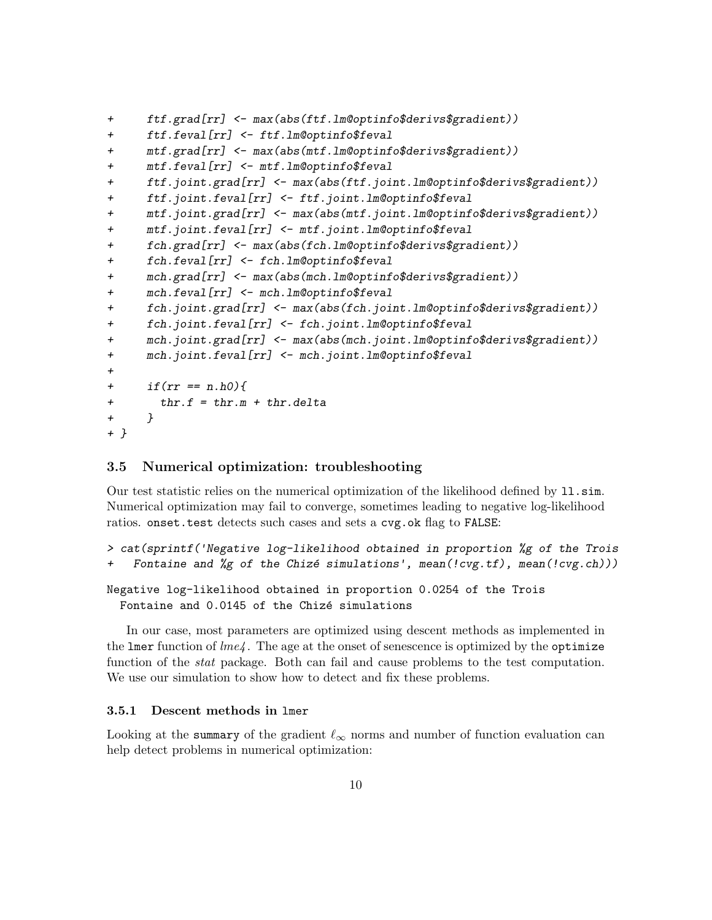```
+     ftf.grad[rr] <- max(abs(ftf.lm@optinfo$derivs$gradient))
+     ftf.feval[rr] <- ftf.lm@optinfo$feval
+     mtf.grad[rr] <- max(abs(mtf.lm@optinfo$derivs$gradient))
+     mtf.feval[rr] <- mtf.lm@optinfo$feval
+     ftf.joint.grad[rr] <- max(abs(ftf.joint.lm@optinfo$derivs$gradient))
+     ftf.joint.feval[rr] <- ftf.joint.lm@optinfo$feval
+     mtf.joint.grad[rr] <- max(abs(mtf.joint.lm@optinfo$derivs$gradient))
+     mtf.joint.feval[rr] <- mtf.joint.lm@optinfo$feval
+     fch.grad[rr] <- max(abs(fch.lm@optinfo$derivs$gradient))
+     fch.feval[rr] <- fch.lm@optinfo$feval
+     mch.grad[rr] <- max(abs(mch.lm@optinfo$derivs$gradient))
+     mch.feval[rr] <- mch.lm@optinfo$feval
+     fch.joint.grad[rr] <- max(abs(fch.joint.lm@optinfo$derivs$gradient))
+     fch.joint.feval[rr] <- fch.joint.lm@optinfo$feval
+     mch.joint.grad[rr] <- max(abs(mch.joint.lm@optinfo$derivs$gradient))
+     mch.joint.feval[rr] <- mch.joint.lm@optinfo$feval
+
+     if(rr == n.h0){
+       thr.f = thr.m + thr.delta
+     }
+ }
```

### 3.5 Numerical optimization: troubleshooting

Our test statistic relies on the numerical optimization of the likelihood defined by `ll.sim`. Numerical optimization may fail to converge, sometimes leading to negative log-likelihood ratios. `onset.test` detects such cases and sets a `cvg.ok` flag to `FALSE`:

```
> cat(sprintf('Negative log-likelihood obtained in proportion %g of the Trois
+   Fontaine and %g of the Chizé simulations', mean(!cvg.tf), mean(!cvg.ch)))
```

```
Negative log-likelihood obtained in proportion 0.0254 of the Trois
  Fontaine and 0.0145 of the Chizé simulations
```

In our case, most parameters are optimized using descent methods as implemented in the `lmer` function of *lme4*. The age at the onset of senescence is optimized by the `optimize` function of the *stat* package. Both can fail and cause problems to the test computation. We use our simulation to show how to detect and fix these problems.

#### 3.5.1 Descent methods in `lmer`

Looking at the `summary` of the gradient $\ell_\infty$ norms and number of function evaluation can help detect problems in numerical optimization: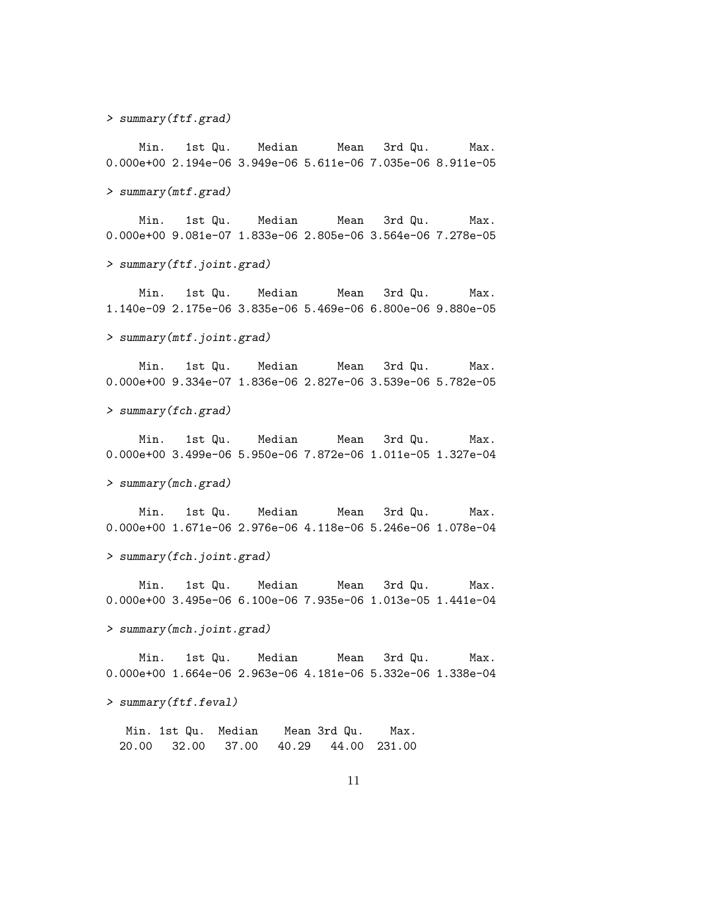```
> summary(ftf.grad)

     Min.   1st Qu.    Median      Mean   3rd Qu.      Max. 
0.000e+00 2.194e-06 3.949e-06 5.611e-06 7.035e-06 8.911e-05 

> summary(mtf.grad)

     Min.   1st Qu.    Median      Mean   3rd Qu.      Max. 
0.000e+00 9.081e-07 1.833e-06 2.805e-06 3.564e-06 7.278e-05 

> summary(ftf.joint.grad)

     Min.   1st Qu.    Median      Mean   3rd Qu.      Max. 
1.140e-09 2.175e-06 3.835e-06 5.469e-06 6.800e-06 9.880e-05 

> summary(mtf.joint.grad)

     Min.   1st Qu.    Median      Mean   3rd Qu.      Max. 
0.000e+00 9.334e-07 1.836e-06 2.827e-06 3.539e-06 5.782e-05 

> summary(fch.grad)

     Min.   1st Qu.    Median      Mean   3rd Qu.      Max. 
0.000e+00 3.499e-06 5.950e-06 7.872e-06 1.011e-05 1.327e-04 

> summary(mch.grad)

     Min.   1st Qu.    Median      Mean   3rd Qu.      Max. 
0.000e+00 1.671e-06 2.976e-06 4.118e-06 5.246e-06 1.078e-04 

> summary(fch.joint.grad)

     Min.   1st Qu.    Median      Mean   3rd Qu.      Max. 
0.000e+00 3.495e-06 6.100e-06 7.935e-06 1.013e-05 1.441e-04 

> summary(mch.joint.grad)

     Min.   1st Qu.    Median      Mean   3rd Qu.      Max. 
0.000e+00 1.664e-06 2.963e-06 4.181e-06 5.332e-06 1.338e-04 

> summary(ftf.feval)

   Min. 1st Qu.  Median    Mean 3rd Qu.    Max. 
  20.00   32.00   37.00   40.29   44.00  231.00 
```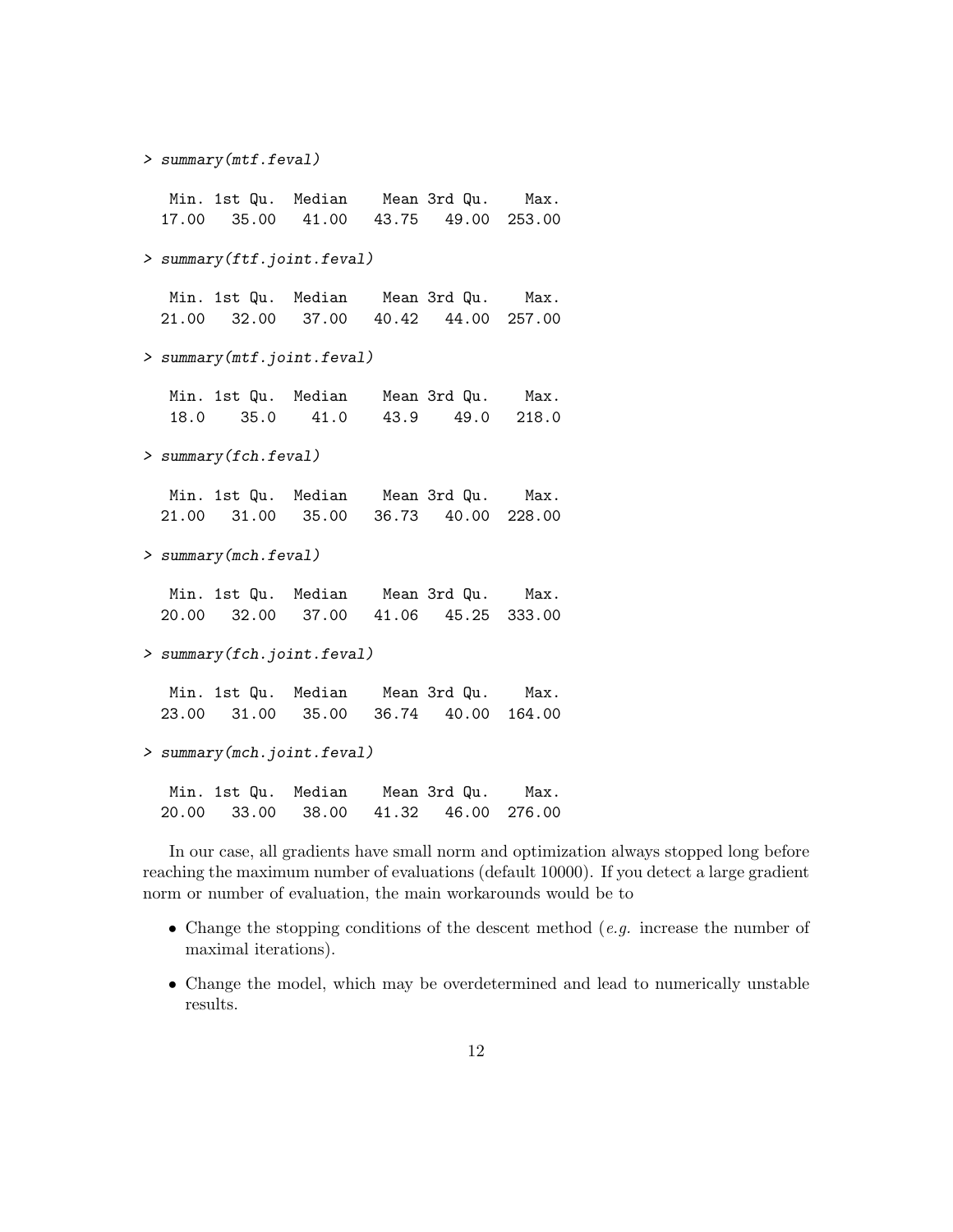```
> summary(mtf.feval)

   Min. 1st Qu.  Median    Mean 3rd Qu.    Max.
  17.00   35.00   41.00   43.75   49.00  253.00

> summary(ftf.joint.feval)

   Min. 1st Qu.  Median    Mean 3rd Qu.    Max.
  21.00   32.00   37.00   40.42   44.00  257.00

> summary(mtf.joint.feval)

   Min. 1st Qu.  Median    Mean 3rd Qu.    Max.
   18.0    35.0    41.0    43.9    49.0   218.0

> summary(fch.feval)

   Min. 1st Qu.  Median    Mean 3rd Qu.    Max.
  21.00   31.00   35.00   36.73   40.00  228.00

> summary(mch.feval)

   Min. 1st Qu.  Median    Mean 3rd Qu.    Max.
  20.00   32.00   37.00   41.06   45.25  333.00

> summary(fch.joint.feval)

   Min. 1st Qu.  Median    Mean 3rd Qu.    Max.
  23.00   31.00   35.00   36.74   40.00  164.00

> summary(mch.joint.feval)

   Min. 1st Qu.  Median    Mean 3rd Qu.    Max.
  20.00   33.00   38.00   41.32   46.00  276.00
```

In our case, all gradients have small norm and optimization always stopped long before reaching the maximum number of evaluations (default 10000). If you detect a large gradient norm or number of evaluation, the main workarounds would be to

- Change the stopping conditions of the descent method (*e.g.* increase the number of maximal iterations).
- Change the model, which may be overdetermined and lead to numerically unstable results.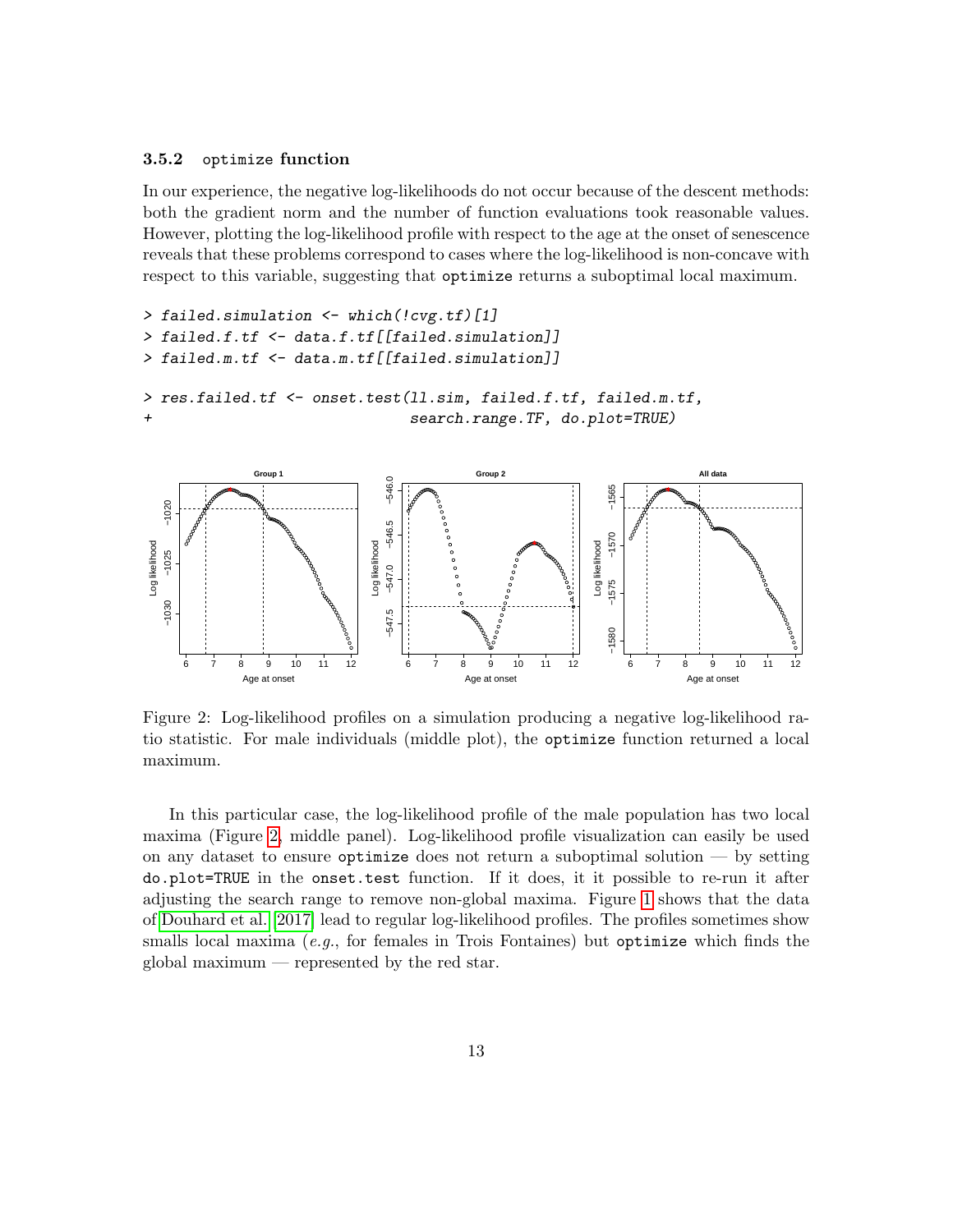### 3.5.2 `optimize` function

In our experience, the negative log-likelihoods do not occur because of the descent methods: both the gradient norm and the number of function evaluations took reasonable values. However, plotting the log-likelihood profile with respect to the age at the onset of senescence reveals that these problems correspond to cases where the log-likelihood is non-concave with respect to this variable, suggesting that optimize returns a suboptimal local maximum.

```
> failed.simulation <- which(!cvg.tf)[1]
> failed.f.tf <- data.f.tf[[failed.simulation]]
> failed.m.tf <- data.m.tf[[failed.simulation]]

> res.failed.tf <- onset.test(ll.sim, failed.f.tf, failed.m.tf,
+                             search.range.TF, do.plot=TRUE)
```

Figure 2: Log-likelihood profiles on a simulation producing a negative log-likelihood ratio statistic. For male individuals (middle plot), the optimize function returned a local maximum.

In this particular case, the log-likelihood profile of the male population has two local maxima (Figure 2, middle panel). Log-likelihood profile visualization can easily be used on any dataset to ensure optimize does not return a suboptimal solution — by setting do.plot=TRUE in the onset.test function. If it does, it it possible to re-run it after adjusting the search range to remove non-global maxima. Figure 1 shows that the data of Douhard et al. 2017 lead to regular log-likelihood profiles. The profiles sometimes show smalls local maxima (*e.g.*, for females in Trois Fontaines) but optimize which finds the global maximum — represented by the red star.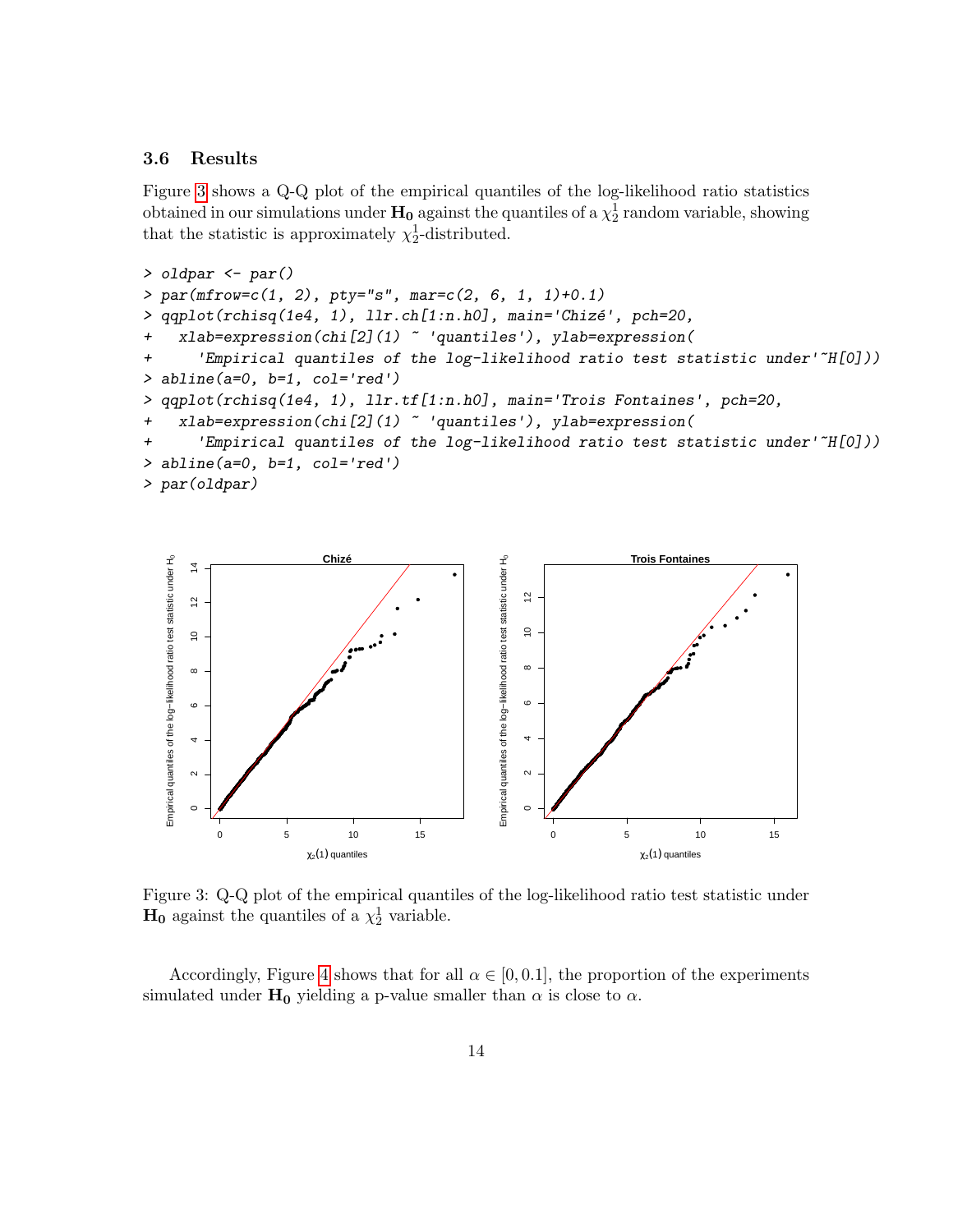### 3.6 Results

Figure 3 shows a Q-Q plot of the empirical quantiles of the log-likelihood ratio statistics obtained in our simulations under $\mathbf{H_0}$ against the quantiles of a $\chi^1_2$ random variable, showing that the statistic is approximately $\chi^1_2$-distributed.

```
> oldpar <- par()
> par(mfrow=c(1, 2), pty="s", mar=c(2, 6, 1, 1)+0.1)
> qqplot(rchisq(1e4, 1), llr.ch[1:n.h0], main='Chizé', pch=20,
+   xlab=expression(chi[2](1) ~ 'quantiles'), ylab=expression(
+     'Empirical quantiles of the log-likelihood ratio test statistic under'~H[0]))
> abline(a=0, b=1, col='red')
> qqplot(rchisq(1e4, 1), llr.tf[1:n.h0], main='Trois Fontaines', pch=20,
+   xlab=expression(chi[2](1) ~ 'quantiles'), ylab=expression(
+     'Empirical quantiles of the log-likelihood ratio test statistic under'~H[0]))
> abline(a=0, b=1, col='red')
> par(oldpar)
```

Figure 3: Q-Q plot of the empirical quantiles of the log-likelihood ratio test statistic under $\mathbf{H_0}$ against the quantiles of a $\chi^1_2$ variable.

Accordingly, Figure 4 shows that for all $\alpha \in [0, 0.1]$, the proportion of the experiments simulated under $\mathbf{H_0}$ yielding a p-value smaller than $\alpha$ is close to $\alpha$.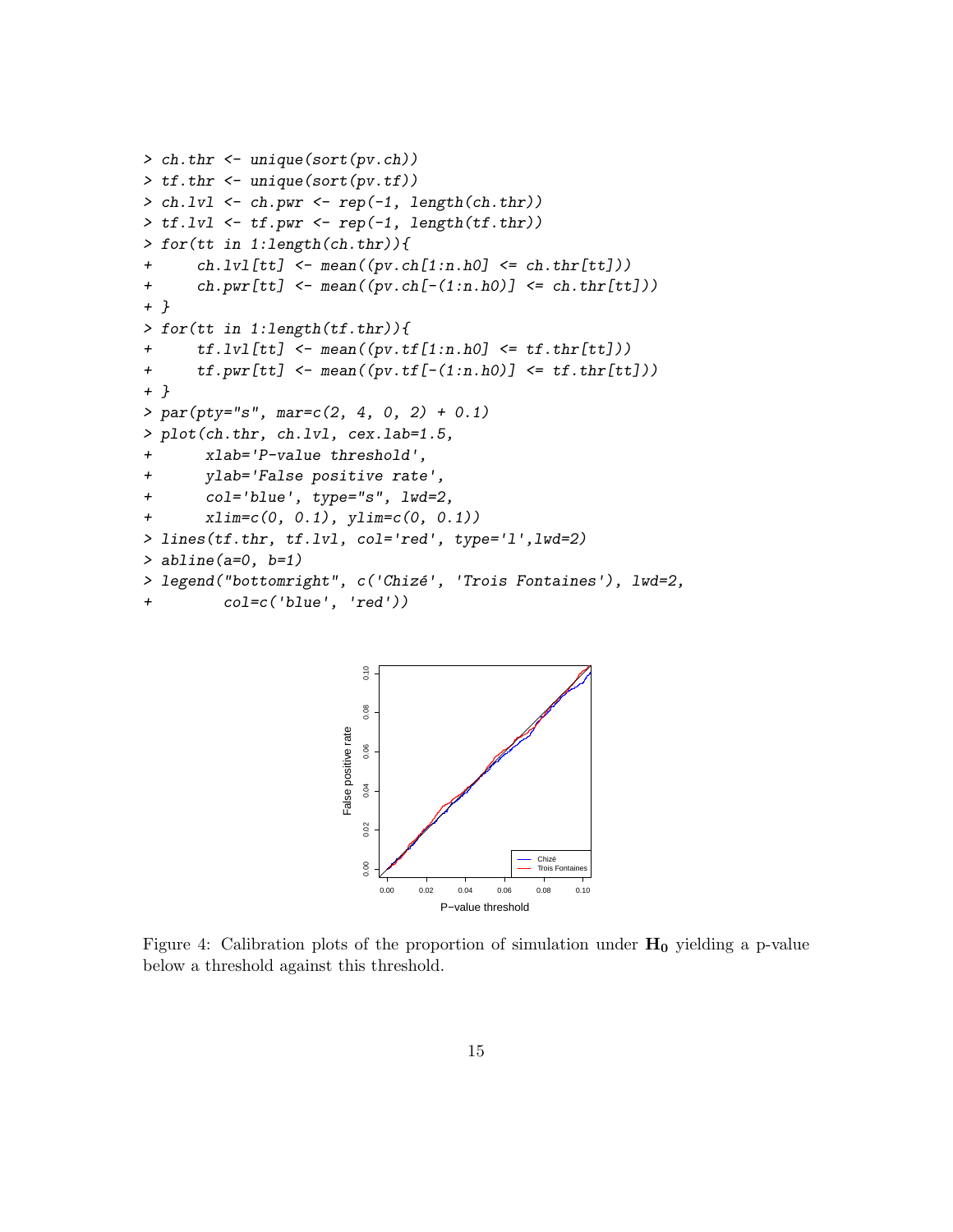```
> ch.thr <- unique(sort(pv.ch))
> tf.thr <- unique(sort(pv.tf))
> ch.lvl <- ch.pwr <- rep(-1, length(ch.thr))
> tf.lvl <- tf.pwr <- rep(-1, length(tf.thr))
> for(tt in 1:length(ch.thr)){
+     ch.lvl[tt] <- mean((pv.ch[1:n.h0] <= ch.thr[tt]))
+     ch.pwr[tt] <- mean((pv.ch[-(1:n.h0)] <= ch.thr[tt]))
+ }
> for(tt in 1:length(tf.thr)){
+     tf.lvl[tt] <- mean((pv.tf[1:n.h0] <= tf.thr[tt]))
+     tf.pwr[tt] <- mean((pv.tf[-(1:n.h0)] <= tf.thr[tt]))
+ }
> par(pty="s", mar=c(2, 4, 0, 2) + 0.1)
> plot(ch.thr, ch.lvl, cex.lab=1.5,
+      xlab='P-value threshold',
+      ylab='False positive rate',
+      col='blue', type="s", lwd=2,
+      xlim=c(0, 0.1), ylim=c(0, 0.1))
> lines(tf.thr, tf.lvl, col='red', type='l',lwd=2)
> abline(a=0, b=1)
> legend("bottomright", c('Chizé', 'Trois Fontaines'), lwd=2,
+        col=c('blue', 'red'))
```

Figure 4: Calibration plots of the proportion of simulation under $\mathbf{H_0}$ yielding a p-value below a threshold against this threshold.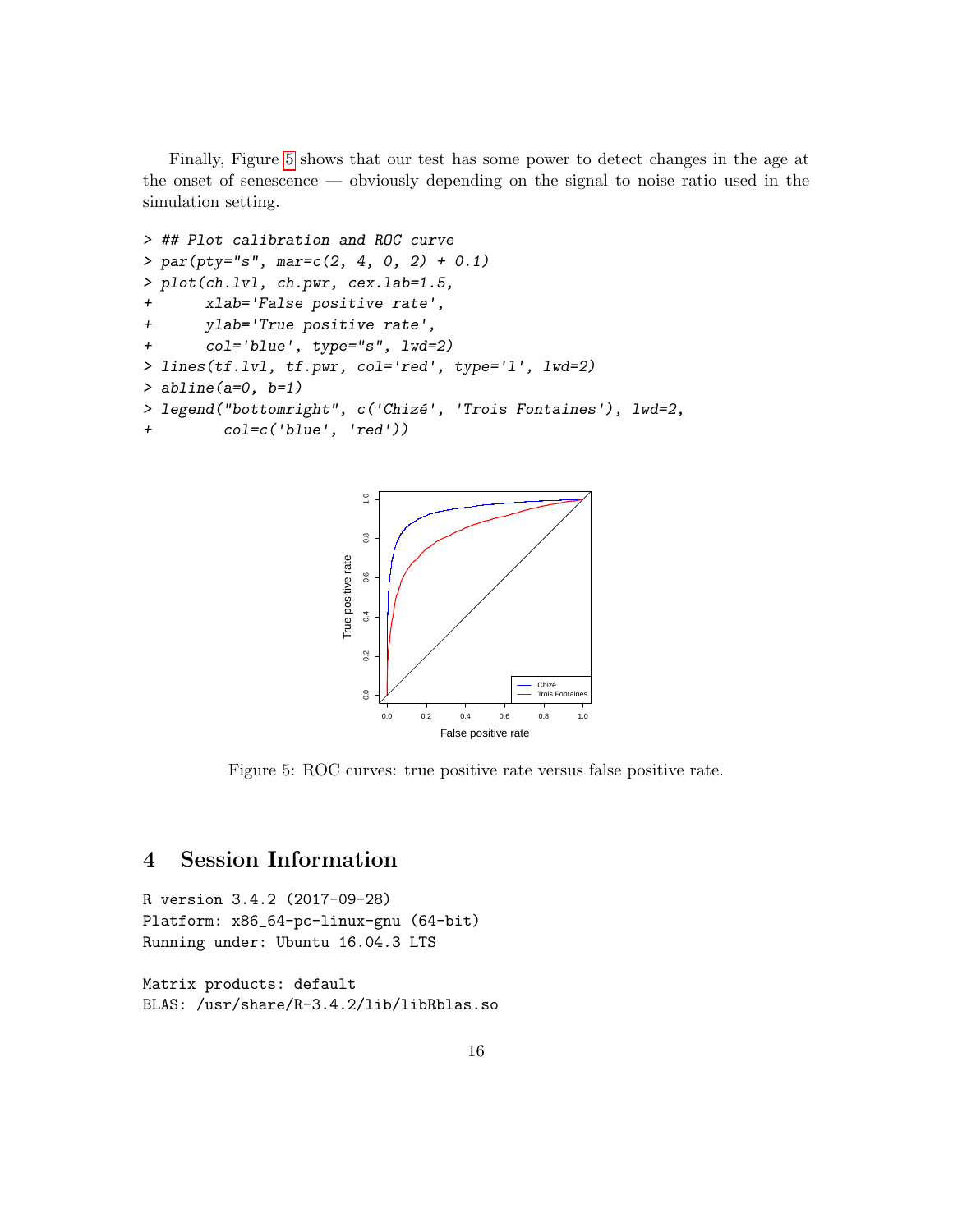Finally, Figure 5 shows that our test has some power to detect changes in the age at the onset of senescence — obviously depending on the signal to noise ratio used in the simulation setting.

```
> ## Plot calibration and ROC curve
> par(pty="s", mar=c(2, 4, 0, 2) + 0.1)
> plot(ch.lvl, ch.pwr, cex.lab=1.5,
+      xlab='False positive rate',
+      ylab='True positive rate',
+      col='blue', type="s", lwd=2)
> lines(tf.lvl, tf.pwr, col='red', type='l', lwd=2)
> abline(a=0, b=1)
> legend("bottomright", c('Chizé', 'Trois Fontaines'), lwd=2,
+        col=c('blue', 'red'))
```

Figure 5: ROC curves: true positive rate versus false positive rate.

## 4 Session Information

```
R version 3.4.2 (2017-09-28)
Platform: x86_64-pc-linux-gnu (64-bit)
Running under: Ubuntu 16.04.3 LTS

Matrix products: default
BLAS: /usr/share/R-3.4.2/lib/libRblas.so
```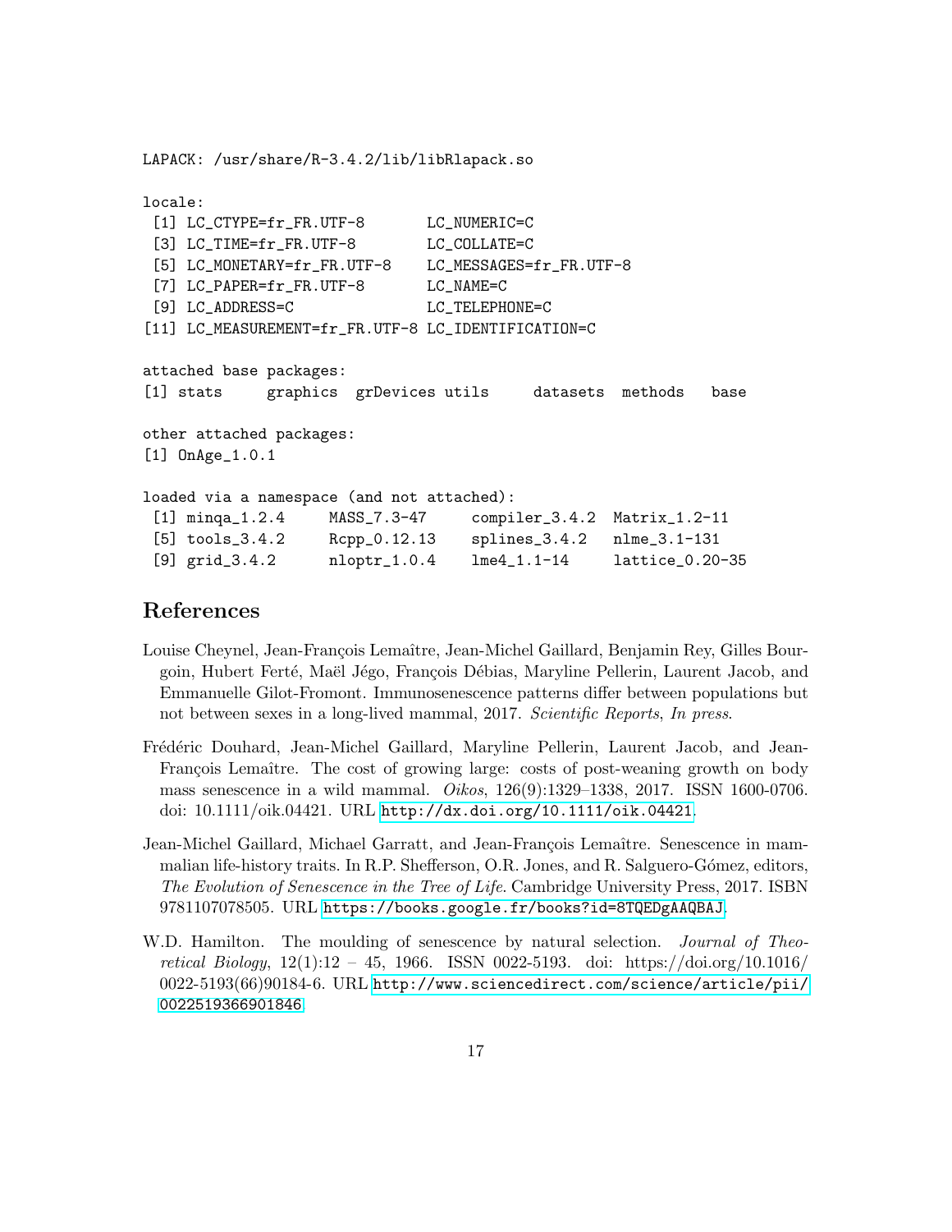```
LAPACK: /usr/share/R-3.4.2/lib/libRlapack.so

locale:
 [1] LC_CTYPE=fr_FR.UTF-8       LC_NUMERIC=C
 [3] LC_TIME=fr_FR.UTF-8        LC_COLLATE=C
 [5] LC_MONETARY=fr_FR.UTF-8    LC_MESSAGES=fr_FR.UTF-8
 [7] LC_PAPER=fr_FR.UTF-8       LC_NAME=C
 [9] LC_ADDRESS=C               LC_TELEPHONE=C
[11] LC_MEASUREMENT=fr_FR.UTF-8 LC_IDENTIFICATION=C

attached base packages:
[1] stats     graphics  grDevices utils     datasets  methods   base

other attached packages:
[1] OnAge_1.0.1

loaded via a namespace (and not attached):
 [1] minqa_1.2.4     MASS_7.3-47     compiler_3.4.2  Matrix_1.2-11
 [5] tools_3.4.2     Rcpp_0.12.13    splines_3.4.2   nlme_3.1-131
 [9] grid_3.4.2      nloptr_1.0.4    lme4_1.1-14     lattice_0.20-35
```

## References

Louise Cheynel, Jean-François Lemaître, Jean-Michel Gaillard, Benjamin Rey, Gilles Bourgoin, Hubert Ferté, Maël Jégo, François Débias, Maryline Pellerin, Laurent Jacob, and Emmanuelle Gilot-Fromont. Immunosenescence patterns differ between populations but not between sexes in a long-lived mammal, 2017. *Scientific Reports*, *In press*.

Frédéric Douhard, Jean-Michel Gaillard, Maryline Pellerin, Laurent Jacob, and Jean-François Lemaître. The cost of growing large: costs of post-weaning growth on body mass senescence in a wild mammal. *Oikos*, 126(9):1329–1338, 2017. ISSN 1600-0706. doi: 10.1111/oik.04421. URL http://dx.doi.org/10.1111/oik.04421.

Jean-Michel Gaillard, Michael Garratt, and Jean-François Lemaître. Senescence in mammalian life-history traits. In R.P. Shefferson, O.R. Jones, and R. Salguero-Gómez, editors, *The Evolution of Senescence in the Tree of Life*. Cambridge University Press, 2017. ISBN 9781107078505. URL https://books.google.fr/books?id=8TQEDgAAQBAJ.

W.D. Hamilton. The moulding of senescence by natural selection. *Journal of Theoretical Biology*, 12(1):12 – 45, 1966. ISSN 0022-5193. doi: https://doi.org/10.1016/0022-5193(66)90184-6. URL http://www.sciencedirect.com/science/article/pii/0022519366901846.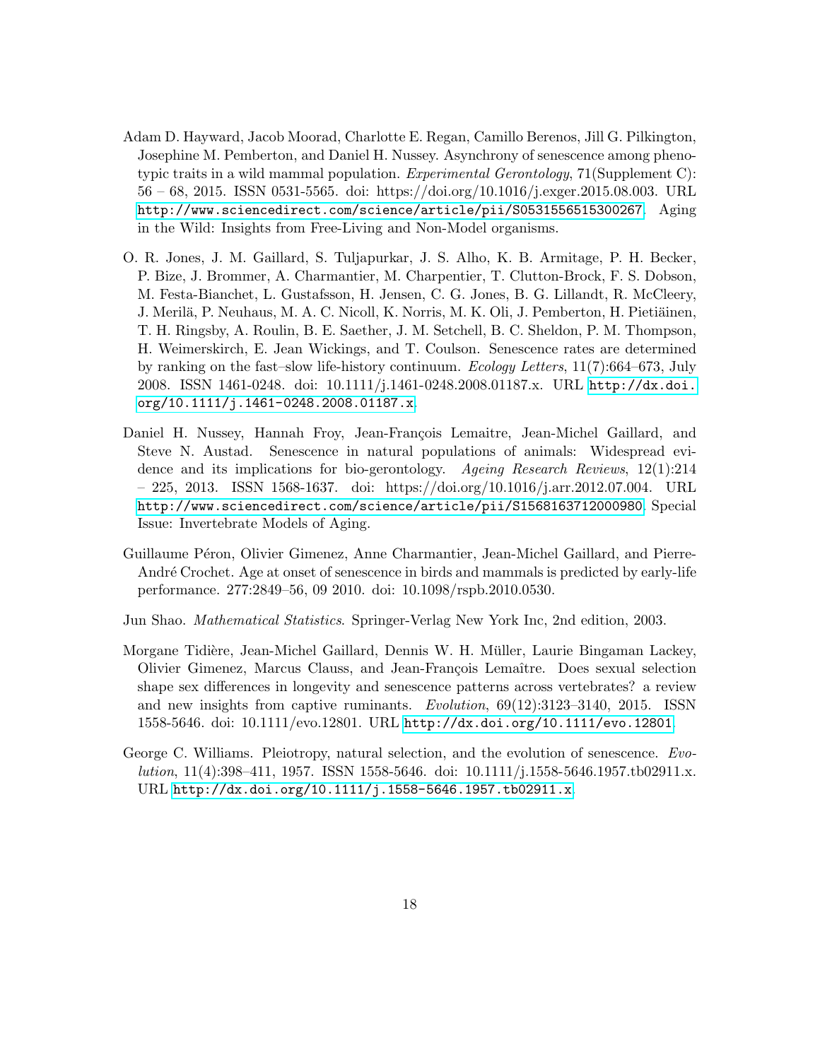Adam D. Hayward, Jacob Moorad, Charlotte E. Regan, Camillo Berenos, Jill G. Pilkington, Josephine M. Pemberton, and Daniel H. Nussey. Asynchrony of senescence among phenotypic traits in a wild mammal population. *Experimental Gerontology*, 71(Supplement C): 56 – 68, 2015. ISSN 0531-5565. doi: https://doi.org/10.1016/j.exger.2015.08.003. URL http://www.sciencedirect.com/science/article/pii/S0531556515300267. Aging in the Wild: Insights from Free-Living and Non-Model organisms.

O. R. Jones, J. M. Gaillard, S. Tuljapurkar, J. S. Alho, K. B. Armitage, P. H. Becker, P. Bize, J. Brommer, A. Charmantier, M. Charpentier, T. Clutton-Brock, F. S. Dobson, M. Festa-Bianchet, L. Gustafsson, H. Jensen, C. G. Jones, B. G. Lillandt, R. McCleery, J. Merilä, P. Neuhaus, M. A. C. Nicoll, K. Norris, M. K. Oli, J. Pemberton, H. Pietiäinen, T. H. Ringsby, A. Roulin, B. E. Saether, J. M. Setchell, B. C. Sheldon, P. M. Thompson, H. Weimerskirch, E. Jean Wickings, and T. Coulson. Senescence rates are determined by ranking on the fast–slow life-history continuum. *Ecology Letters*, 11(7):664–673, July 2008. ISSN 1461-0248. doi: 10.1111/j.1461-0248.2008.01187.x. URL http://dx.doi.org/10.1111/j.1461-0248.2008.01187.x.

Daniel H. Nussey, Hannah Froy, Jean-François Lemaitre, Jean-Michel Gaillard, and Steve N. Austad. Senescence in natural populations of animals: Widespread evidence and its implications for bio-gerontology. *Ageing Research Reviews*, 12(1):214 – 225, 2013. ISSN 1568-1637. doi: https://doi.org/10.1016/j.arr.2012.07.004. URL http://www.sciencedirect.com/science/article/pii/S1568163712000980. Special Issue: Invertebrate Models of Aging.

Guillaume Péron, Olivier Gimenez, Anne Charmantier, Jean-Michel Gaillard, and Pierre-André Crochet. Age at onset of senescence in birds and mammals is predicted by early-life performance. 277:2849–56, 09 2010. doi: 10.1098/rspb.2010.0530.

Jun Shao. *Mathematical Statistics*. Springer-Verlag New York Inc, 2nd edition, 2003.

Morgane Tidière, Jean-Michel Gaillard, Dennis W. H. Müller, Laurie Bingaman Lackey, Olivier Gimenez, Marcus Clauss, and Jean-François Lemaître. Does sexual selection shape sex differences in longevity and senescence patterns across vertebrates? a review and new insights from captive ruminants. *Evolution*, 69(12):3123–3140, 2015. ISSN 1558-5646. doi: 10.1111/evo.12801. URL http://dx.doi.org/10.1111/evo.12801.

George C. Williams. Pleiotropy, natural selection, and the evolution of senescence. *Evolution*, 11(4):398–411, 1957. ISSN 1558-5646. doi: 10.1111/j.1558-5646.1957.tb02911.x. URL http://dx.doi.org/10.1111/j.1558-5646.1957.tb02911.x.